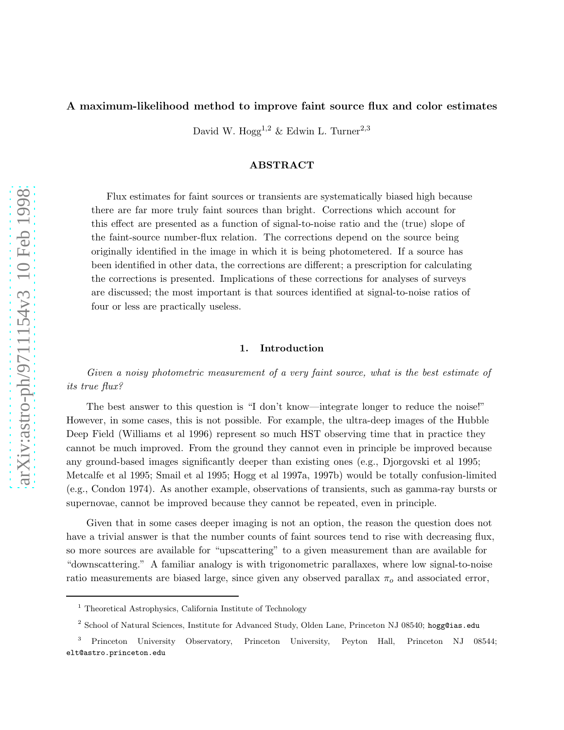# A maximum-likelihood method to improve faint source flux and color estimates

David W. Hogg[1,2] & Edwin L. Turner[2,3]

## ABSTRACT

Flux estimates for faint sources or transients are systematically biased high because there are far more truly faint sources than bright. Corrections which account for this effect are presented as a function of signal-to-noise ratio and the (true) slope of the faint-source number-flux relation. The corrections depend on the source being originally identified in the image in which it is being photometered. If a source has been identified in other data, the corrections are different; a prescription for calculating the corrections is presented. Implications of these corrections for analyses of surveys are discussed; the most important is that sources identified at signal-to-noise ratios of four or less are practically useless.

## 1. Introduction

*Given a noisy photometric measurement of a very faint source, what is the best estimate of its true flux?*

The best answer to this question is "I don't know—integrate longer to reduce the noise!" However, in some cases, this is not possible. For example, the ultra-deep images of the Hubble Deep Field (Williams et al 1996) represent so much HST observing time that in practice they cannot be much improved. From the ground they cannot even in principle be improved because any ground-based images significantly deeper than existing ones (e.g., Djorgovski et al 1995; Metcalfe et al 1995; Smail et al 1995; Hogg et al 1997a, 1997b) would be totally confusion-limited (e.g., Condon 1974). As another example, observations of transients, such as gamma-ray bursts or supernovae, cannot be improved because they cannot be repeated, even in principle.

Given that in some cases deeper imaging is not an option, the reason the question does not have a trivial answer is that the number counts of faint sources tend to rise with decreasing flux, so more sources are available for "upscattering" to a given measurement than are available for "downscattering." A familiar analogy is with trigonometric parallaxes, where low signal-to-noise ratio measurements are biased large, since given any observed parallax $\pi_o$ and associated error,

---

[1] Theoretical Astrophysics, California Institute of Technology

[2] School of Natural Sciences, Institute for Advanced Study, Olden Lane, Princeton NJ 08540; hogg@ias.edu

[3] Princeton University Observatory, Princeton University, Peyton Hall, Princeton NJ 08544; elt@astro.princeton.edu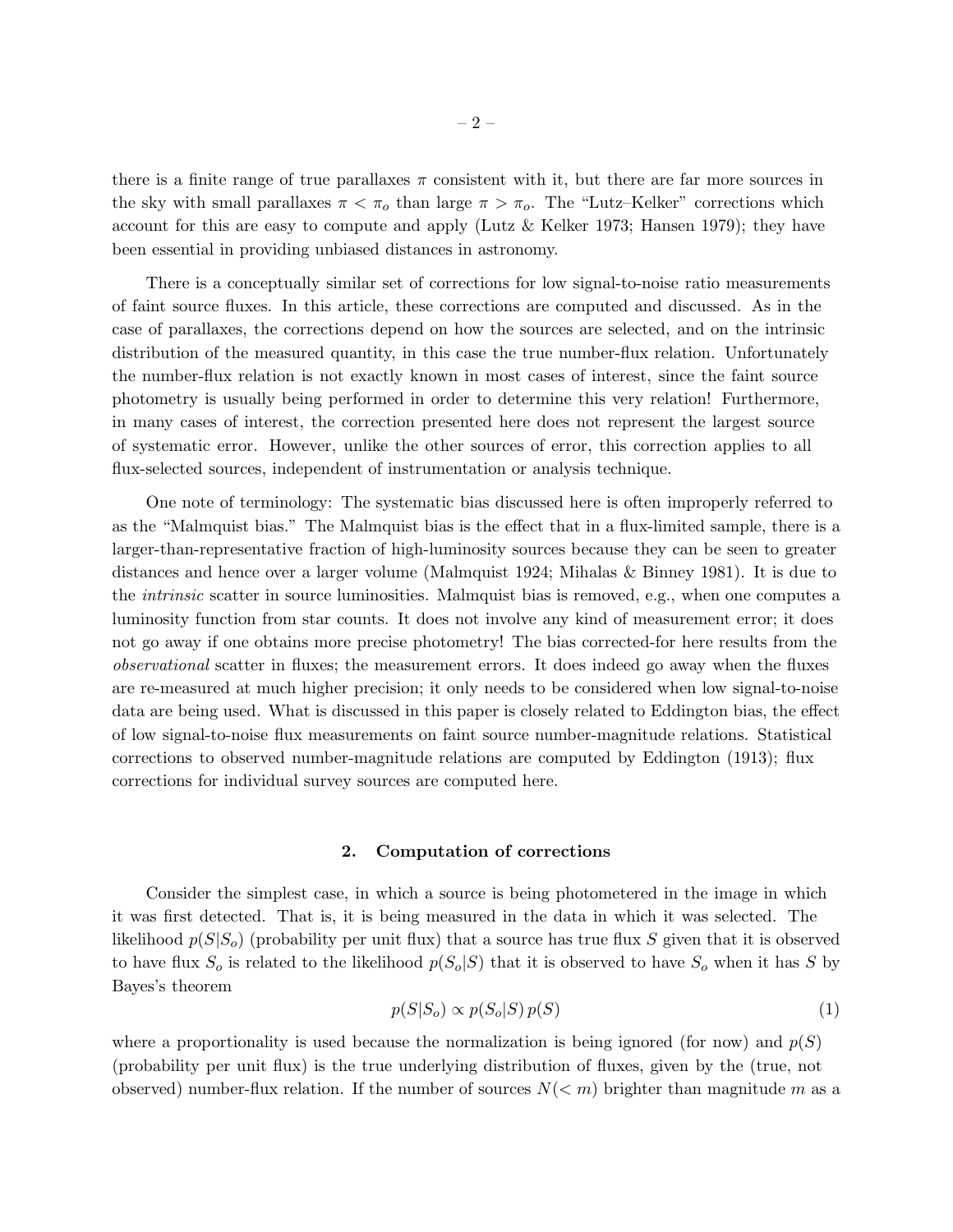there is a finite range of true parallaxes $\pi$ consistent with it, but there are far more sources in the sky with small parallaxes $\pi < \pi_o$ than large $\pi > \pi_o$. The "Lutz–Kelker" corrections which account for this are easy to compute and apply (Lutz & Kelker 1973; Hansen 1979); they have been essential in providing unbiased distances in astronomy.

There is a conceptually similar set of corrections for low signal-to-noise ratio measurements of faint source fluxes. In this article, these corrections are computed and discussed. As in the case of parallaxes, the corrections depend on how the sources are selected, and on the intrinsic distribution of the measured quantity, in this case the true number-flux relation. Unfortunately the number-flux relation is not exactly known in most cases of interest, since the faint source photometry is usually being performed in order to determine this very relation! Furthermore, in many cases of interest, the correction presented here does not represent the largest source of systematic error. However, unlike the other sources of error, this correction applies to all flux-selected sources, independent of instrumentation or analysis technique.

One note of terminology: The systematic bias discussed here is often improperly referred to as the "Malmquist bias." The Malmquist bias is the effect that in a flux-limited sample, there is a larger-than-representative fraction of high-luminosity sources because they can be seen to greater distances and hence over a larger volume (Malmquist 1924; Mihalas & Binney 1981). It is due to the *intrinsic* scatter in source luminosities. Malmquist bias is removed, e.g., when one computes a luminosity function from star counts. It does not involve any kind of measurement error; it does not go away if one obtains more precise photometry! The bias corrected-for here results from the *observational* scatter in fluxes; the measurement errors. It does indeed go away when the fluxes are re-measured at much higher precision; it only needs to be considered when low signal-to-noise data are being used. What is discussed in this paper is closely related to Eddington bias, the effect of low signal-to-noise flux measurements on faint source number-magnitude relations. Statistical corrections to observed number-magnitude relations are computed by Eddington (1913); flux corrections for individual survey sources are computed here.

## 2. Computation of corrections

Consider the simplest case, in which a source is being photometered in the image in which it was first detected. That is, it is being measured in the data in which it was selected. The likelihood $p(S|S_o)$ (probability per unit flux) that a source has true flux $S$ given that it is observed to have flux $S_o$ is related to the likelihood $p(S_o|S)$ that it is observed to have $S_o$ when it has $S$ by Bayes's theorem

$$p(S|S_o) \propto p(S_o|S)\, p(S) \tag{1}$$

where a proportionality is used because the normalization is being ignored (for now) and $p(S)$ (probability per unit flux) is the true underlying distribution of fluxes, given by the (true, not observed) number-flux relation. If the number of sources $N(< m)$ brighter than magnitude $m$ as a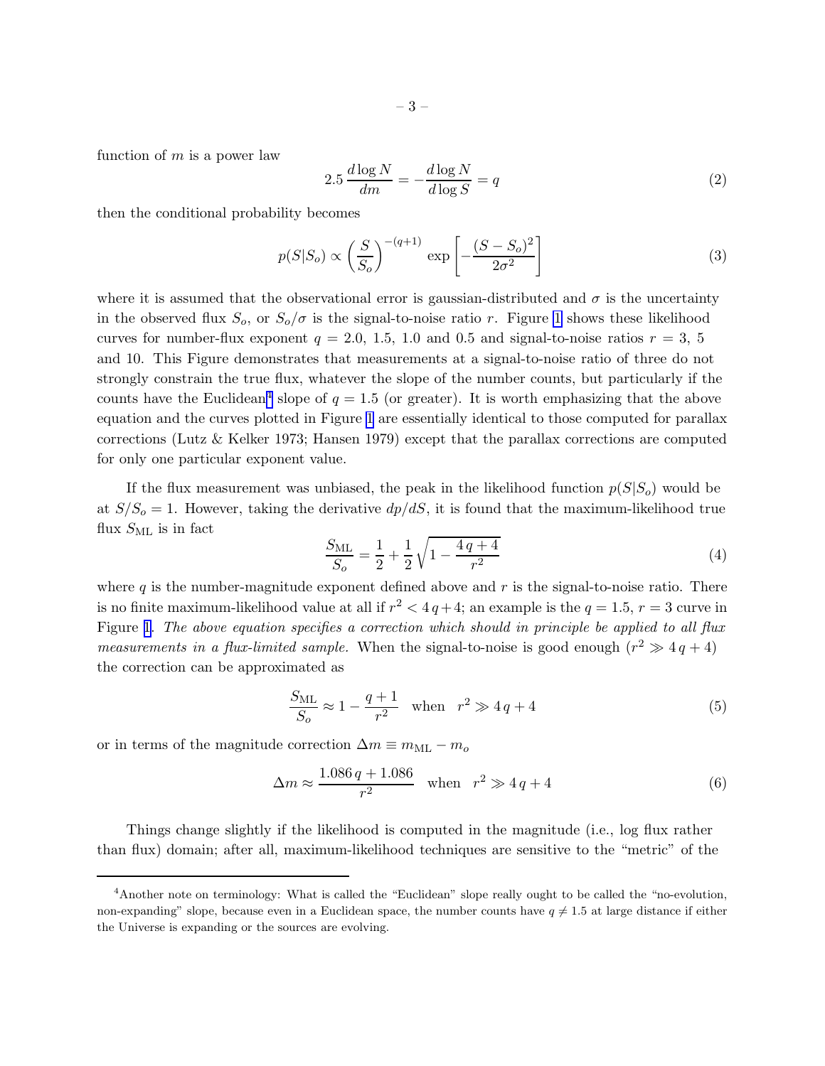function of $m$ is a power law

$$2.5\,\frac{d\log N}{dm} = -\frac{d\log N}{d\log S} = q \tag{2}$$

then the conditional probability becomes

$$p(S|S_o) \propto \left(\frac{S}{S_o}\right)^{-(q+1)}\,\exp\left[-\frac{(S-S_o)^2}{2\sigma^2}\right] \tag{3}$$

where it is assumed that the observational error is gaussian-distributed and $\sigma$ is the uncertainty in the observed flux $S_o$, or $S_o/\sigma$ is the signal-to-noise ratio $r$. Figure 1 shows these likelihood curves for number-flux exponent $q = 2.0$, 1.5, 1.0 and 0.5 and signal-to-noise ratios $r = 3$, 5 and 10. This Figure demonstrates that measurements at a signal-to-noise ratio of three do not strongly constrain the true flux, whatever the slope of the number counts, but particularly if the counts have the Euclidean[4] slope of $q = 1.5$ (or greater). It is worth emphasizing that the above equation and the curves plotted in Figure 1 are essentially identical to those computed for parallax corrections (Lutz & Kelker 1973; Hansen 1979) except that the parallax corrections are computed for only one particular exponent value.

If the flux measurement was unbiased, the peak in the likelihood function $p(S|S_o)$ would be at $S/S_o = 1$. However, taking the derivative $dp/dS$, it is found that the maximum-likelihood true flux $S_{\rm ML}$ is in fact

$$\frac{S_{\rm ML}}{S_o} = \frac{1}{2} + \frac{1}{2}\sqrt{1 - \frac{4\,q+4}{r^2}} \tag{4}$$

where $q$ is the number-magnitude exponent defined above and $r$ is the signal-to-noise ratio. There is no finite maximum-likelihood value at all if $r^2 < 4\,q+4$; an example is the $q = 1.5$, $r = 3$ curve in Figure 1. *The above equation specifies a correction which should in principle be applied to all flux measurements in a flux-limited sample.* When the signal-to-noise is good enough ($r^2 \gg 4\,q+4$) the correction can be approximated as

$$\frac{S_{\rm ML}}{S_o} \approx 1 - \frac{q+1}{r^2} \quad \text{when} \quad r^2 \gg 4\,q+4 \tag{5}$$

or in terms of the magnitude correction $\Delta m \equiv m_{\rm ML} - m_o$

$$\Delta m \approx \frac{1.086\,q + 1.086}{r^2} \quad \text{when} \quad r^2 \gg 4\,q+4 \tag{6}$$

Things change slightly if the likelihood is computed in the magnitude (i.e., log flux rather than flux) domain; after all, maximum-likelihood techniques are sensitive to the "metric" of the

[4] Another note on terminology: What is called the "Euclidean" slope really ought to be called the "no-evolution, non-expanding" slope, because even in a Euclidean space, the number counts have $q \neq 1.5$ at large distance if either the Universe is expanding or the sources are evolving.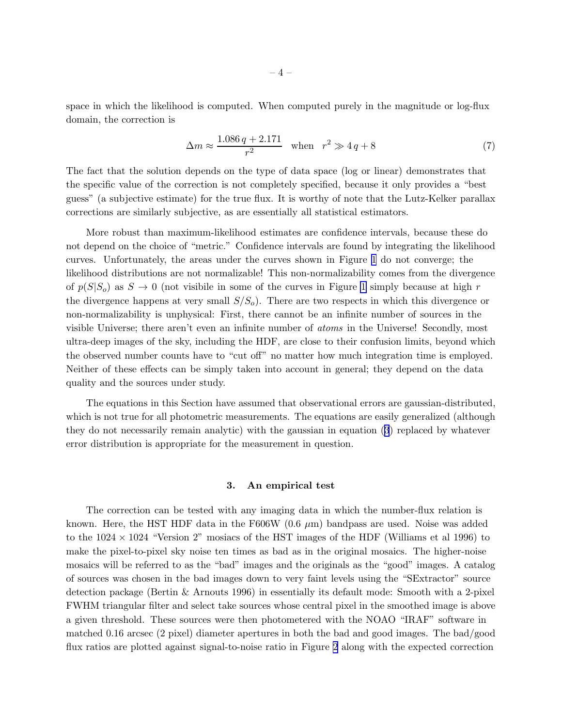space in which the likelihood is computed. When computed purely in the magnitude or log-flux domain, the correction is

$$\Delta m \approx \frac{1.086\,q + 2.171}{r^2} \quad \text{when} \quad r^2 \gg 4\,q + 8 \tag{7}$$

The fact that the solution depends on the type of data space (log or linear) demonstrates that the specific value of the correction is not completely specified, because it only provides a "best guess" (a subjective estimate) for the true flux. It is worthy of note that the Lutz-Kelker parallax corrections are similarly subjective, as are essentially all statistical estimators.

More robust than maximum-likelihood estimates are confidence intervals, because these do not depend on the choice of "metric." Confidence intervals are found by integrating the likelihood curves. Unfortunately, the areas under the curves shown in Figure 1 do not converge; the likelihood distributions are not normalizable! This non-normalizability comes from the divergence of $p(S|S_o)$ as $S \to 0$ (not visibile in some of the curves in Figure 1 simply because at high $r$ the divergence happens at very small $S/S_o$). There are two respects in which this divergence or non-normalizability is unphysical: First, there cannot be an infinite number of sources in the visible Universe; there aren't even an infinite number of *atoms* in the Universe! Secondly, most ultra-deep images of the sky, including the HDF, are close to their confusion limits, beyond which the observed number counts have to "cut off" no matter how much integration time is employed. Neither of these effects can be simply taken into account in general; they depend on the data quality and the sources under study.

The equations in this Section have assumed that observational errors are gaussian-distributed, which is not true for all photometric measurements. The equations are easily generalized (although they do not necessarily remain analytic) with the gaussian in equation (3) replaced by whatever error distribution is appropriate for the measurement in question.

## 3. An empirical test

The correction can be tested with any imaging data in which the number-flux relation is known. Here, the HST HDF data in the F606W (0.6 $\mu$m) bandpass are used. Noise was added to the $1024 \times 1024$ "Version 2" mosiacs of the HST images of the HDF (Williams et al 1996) to make the pixel-to-pixel sky noise ten times as bad as in the original mosaics. The higher-noise mosaics will be referred to as the "bad" images and the originals as the "good" images. A catalog of sources was chosen in the bad images down to very faint levels using the "SExtractor" source detection package (Bertin & Arnouts 1996) in essentially its default mode: Smooth with a 2-pixel FWHM triangular filter and select take sources whose central pixel in the smoothed image is above a given threshold. These sources were then photometered with the NOAO "IRAF" software in matched 0.16 arcsec (2 pixel) diameter apertures in both the bad and good images. The bad/good flux ratios are plotted against signal-to-noise ratio in Figure 2 along with the expected correction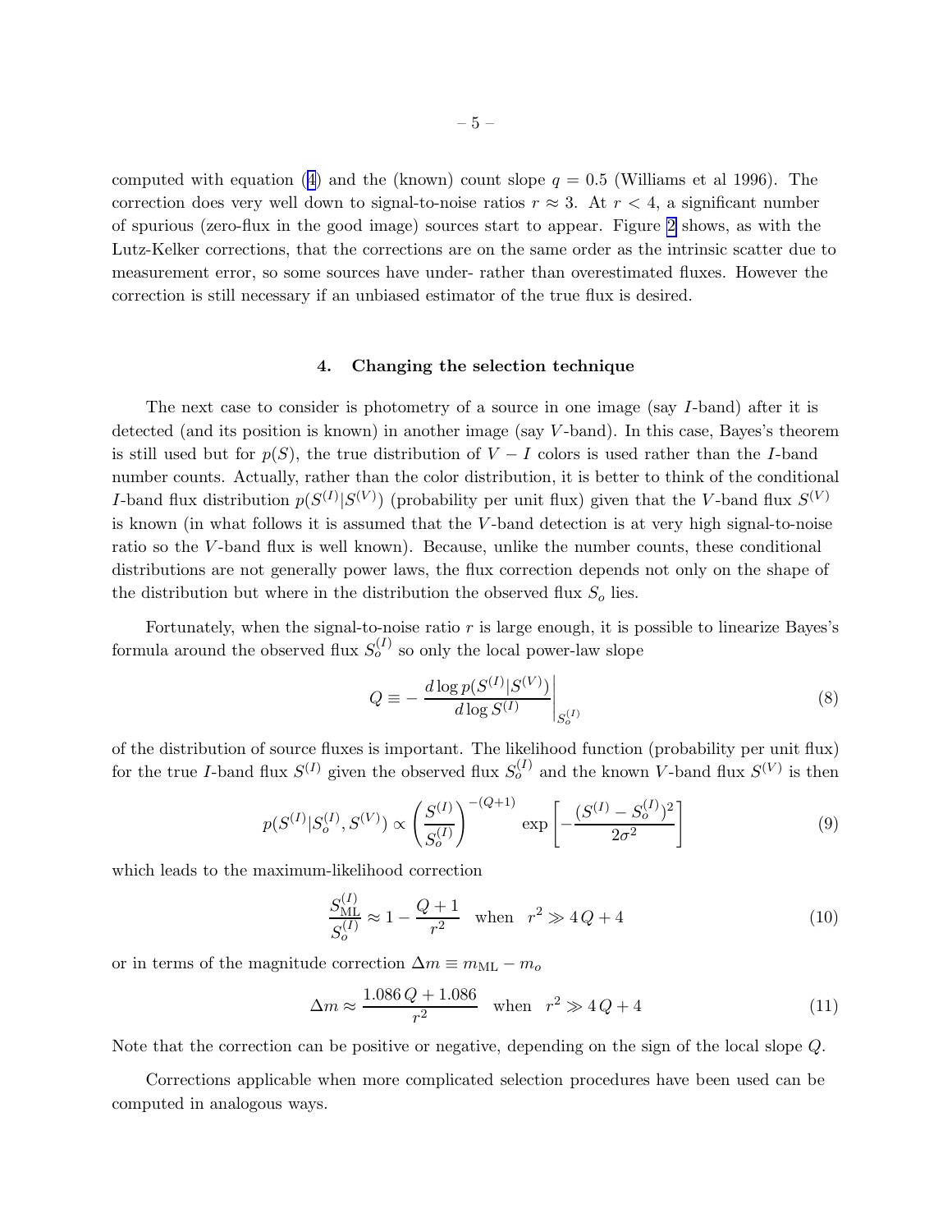computed with equation (4) and the (known) count slope $q = 0.5$ (Williams et al 1996). The correction does very well down to signal-to-noise ratios $r \approx 3$. At $r < 4$, a significant number of spurious (zero-flux in the good image) sources start to appear. Figure 2 shows, as with the Lutz-Kelker corrections, that the corrections are on the same order as the intrinsic scatter due to measurement error, so some sources have under- rather than overestimated fluxes. However the correction is still necessary if an unbiased estimator of the true flux is desired.

## 4. Changing the selection technique

The next case to consider is photometry of a source in one image (say $I$-band) after it is detected (and its position is known) in another image (say $V$-band). In this case, Bayes's theorem is still used but for $p(S)$, the true distribution of $V - I$ colors is used rather than the $I$-band number counts. Actually, rather than the color distribution, it is better to think of the conditional $I$-band flux distribution $p(S^{(I)}|S^{(V)})$ (probability per unit flux) given that the $V$-band flux $S^{(V)}$ is known (in what follows it is assumed that the $V$-band detection is at very high signal-to-noise ratio so the $V$-band flux is well known). Because, unlike the number counts, these conditional distributions are not generally power laws, the flux correction depends not only on the shape of the distribution but where in the distribution the observed flux $S_o$ lies.

Fortunately, when the signal-to-noise ratio $r$ is large enough, it is possible to linearize Bayes's formula around the observed flux $S_o^{(I)}$ so only the local power-law slope

$$Q \equiv -\left.\frac{d\log p(S^{(I)}|S^{(V)})}{d\log S^{(I)}}\right|_{S_o^{(I)}} \tag{8}$$

of the distribution of source fluxes is important. The likelihood function (probability per unit flux) for the true $I$-band flux $S^{(I)}$ given the observed flux $S_o^{(I)}$ and the known $V$-band flux $S^{(V)}$ is then

$$p(S^{(I)}|S_o^{(I)}, S^{(V)}) \propto \left(\frac{S^{(I)}}{S_o^{(I)}}\right)^{-(Q+1)} \exp\left[-\frac{(S^{(I)} - S_o^{(I)})^2}{2\sigma^2}\right] \tag{9}$$

which leads to the maximum-likelihood correction

$$\frac{S_{\rm ML}^{(I)}}{S_o^{(I)}} \approx 1 - \frac{Q+1}{r^2} \quad \text{when} \quad r^2 \gg 4\,Q + 4 \tag{10}$$

or in terms of the magnitude correction $\Delta m \equiv m_{\rm ML} - m_o$

$$\Delta m \approx \frac{1.086\,Q + 1.086}{r^2} \quad \text{when} \quad r^2 \gg 4\,Q + 4 \tag{11}$$

Note that the correction can be positive or negative, depending on the sign of the local slope $Q$.

Corrections applicable when more complicated selection procedures have been used can be computed in analogous ways.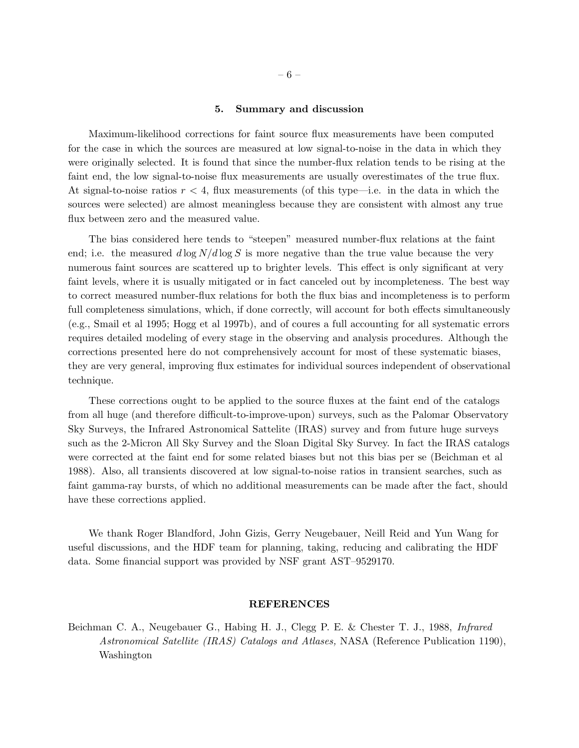## 5. Summary and discussion

Maximum-likelihood corrections for faint source flux measurements have been computed for the case in which the sources are measured at low signal-to-noise in the data in which they were originally selected. It is found that since the number-flux relation tends to be rising at the faint end, the low signal-to-noise flux measurements are usually overestimates of the true flux. At signal-to-noise ratios $r < 4$, flux measurements (of this type—i.e. in the data in which the sources were selected) are almost meaningless because they are consistent with almost any true flux between zero and the measured value.

The bias considered here tends to "steepen" measured number-flux relations at the faint end; i.e. the measured $d\log N/d\log S$ is more negative than the true value because the very numerous faint sources are scattered up to brighter levels. This effect is only significant at very faint levels, where it is usually mitigated or in fact canceled out by incompleteness. The best way to correct measured number-flux relations for both the flux bias and incompleteness is to perform full completeness simulations, which, if done correctly, will account for both effects simultaneously (e.g., Smail et al 1995; Hogg et al 1997b), and of coures a full accounting for all systematic errors requires detailed modeling of every stage in the observing and analysis procedures. Although the corrections presented here do not comprehensively account for most of these systematic biases, they are very general, improving flux estimates for individual sources independent of observational technique.

These corrections ought to be applied to the source fluxes at the faint end of the catalogs from all huge (and therefore difficult-to-improve-upon) surveys, such as the Palomar Observatory Sky Surveys, the Infrared Astronomical Sattelite (IRAS) survey and from future huge surveys such as the 2-Micron All Sky Survey and the Sloan Digital Sky Survey. In fact the IRAS catalogs were corrected at the faint end for some related biases but not this bias per se (Beichman et al 1988). Also, all transients discovered at low signal-to-noise ratios in transient searches, such as faint gamma-ray bursts, of which no additional measurements can be made after the fact, should have these corrections applied.

We thank Roger Blandford, John Gizis, Gerry Neugebauer, Neill Reid and Yun Wang for useful discussions, and the HDF team for planning, taking, reducing and calibrating the HDF data. Some financial support was provided by NSF grant AST–9529170.

## REFERENCES

Beichman C. A., Neugebauer G., Habing H. J., Clegg P. E. & Chester T. J., 1988, *Infrared Astronomical Satellite (IRAS) Catalogs and Atlases,* NASA (Reference Publication 1190), Washington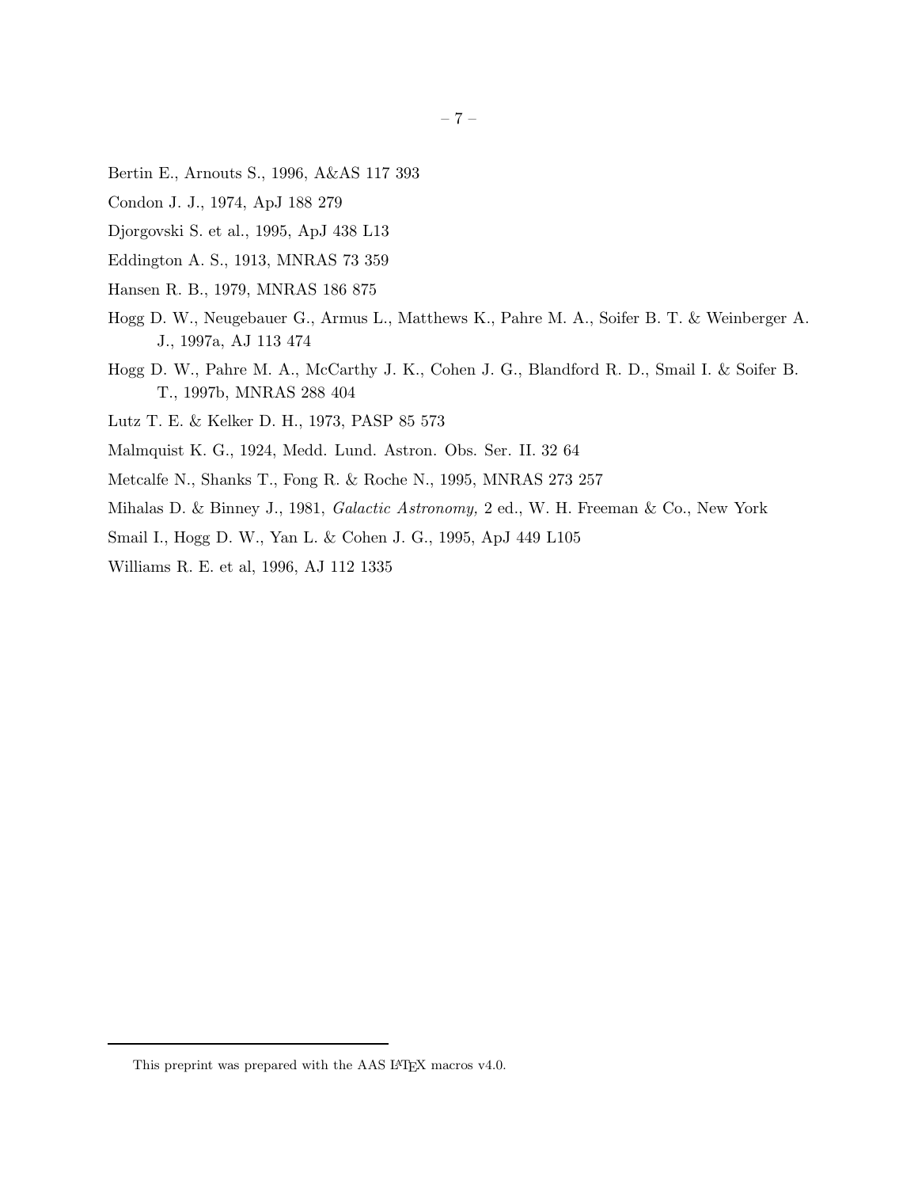Bertin E., Arnouts S., 1996, A&AS 117 393

Condon J. J., 1974, ApJ 188 279

Djorgovski S. et al., 1995, ApJ 438 L13

Eddington A. S., 1913, MNRAS 73 359

Hansen R. B., 1979, MNRAS 186 875

Hogg D. W., Neugebauer G., Armus L., Matthews K., Pahre M. A., Soifer B. T. & Weinberger A. J., 1997a, AJ 113 474

Hogg D. W., Pahre M. A., McCarthy J. K., Cohen J. G., Blandford R. D., Smail I. & Soifer B. T., 1997b, MNRAS 288 404

Lutz T. E. & Kelker D. H., 1973, PASP 85 573

Malmquist K. G., 1924, Medd. Lund. Astron. Obs. Ser. II. 32 64

Metcalfe N., Shanks T., Fong R. & Roche N., 1995, MNRAS 273 257

Mihalas D. & Binney J., 1981, *Galactic Astronomy,* 2 ed., W. H. Freeman & Co., New York

Smail I., Hogg D. W., Yan L. & Cohen J. G., 1995, ApJ 449 L105

Williams R. E. et al, 1996, AJ 112 1335

---

This preprint was prepared with the AAS LaTeX macros v4.0.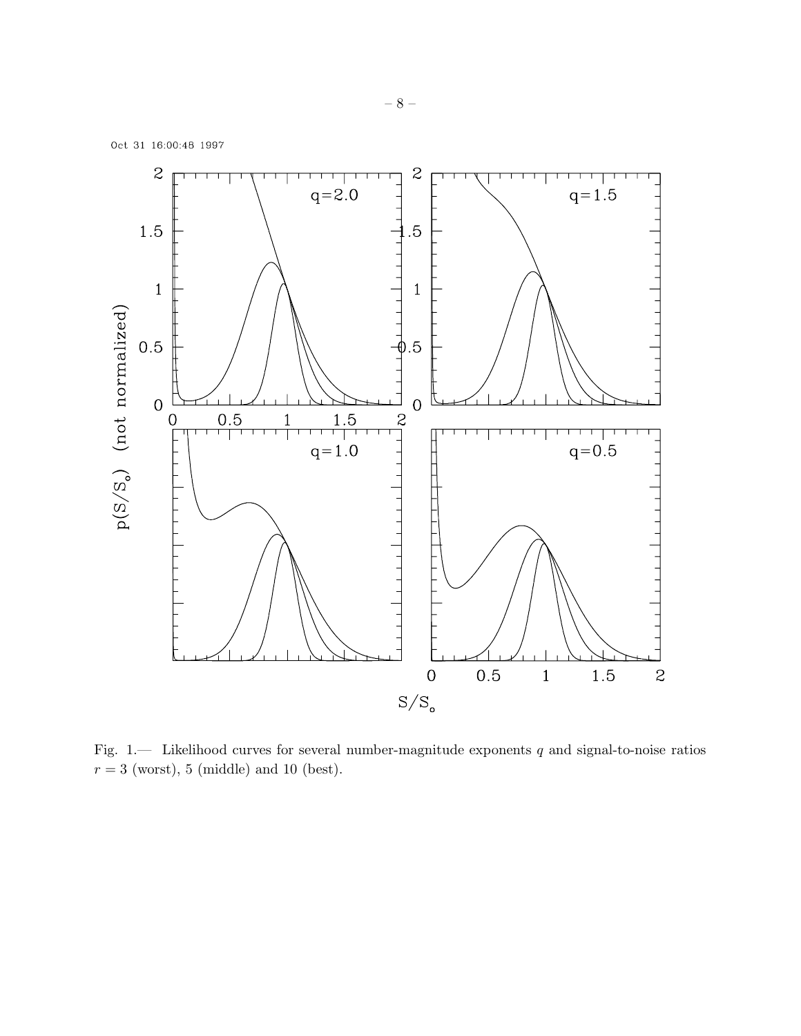Oct 31 16:00:48 1997

Fig. 1.— Likelihood curves for several number-magnitude exponents $q$ and signal-to-noise ratios $r = 3$ (worst), 5 (middle) and 10 (best).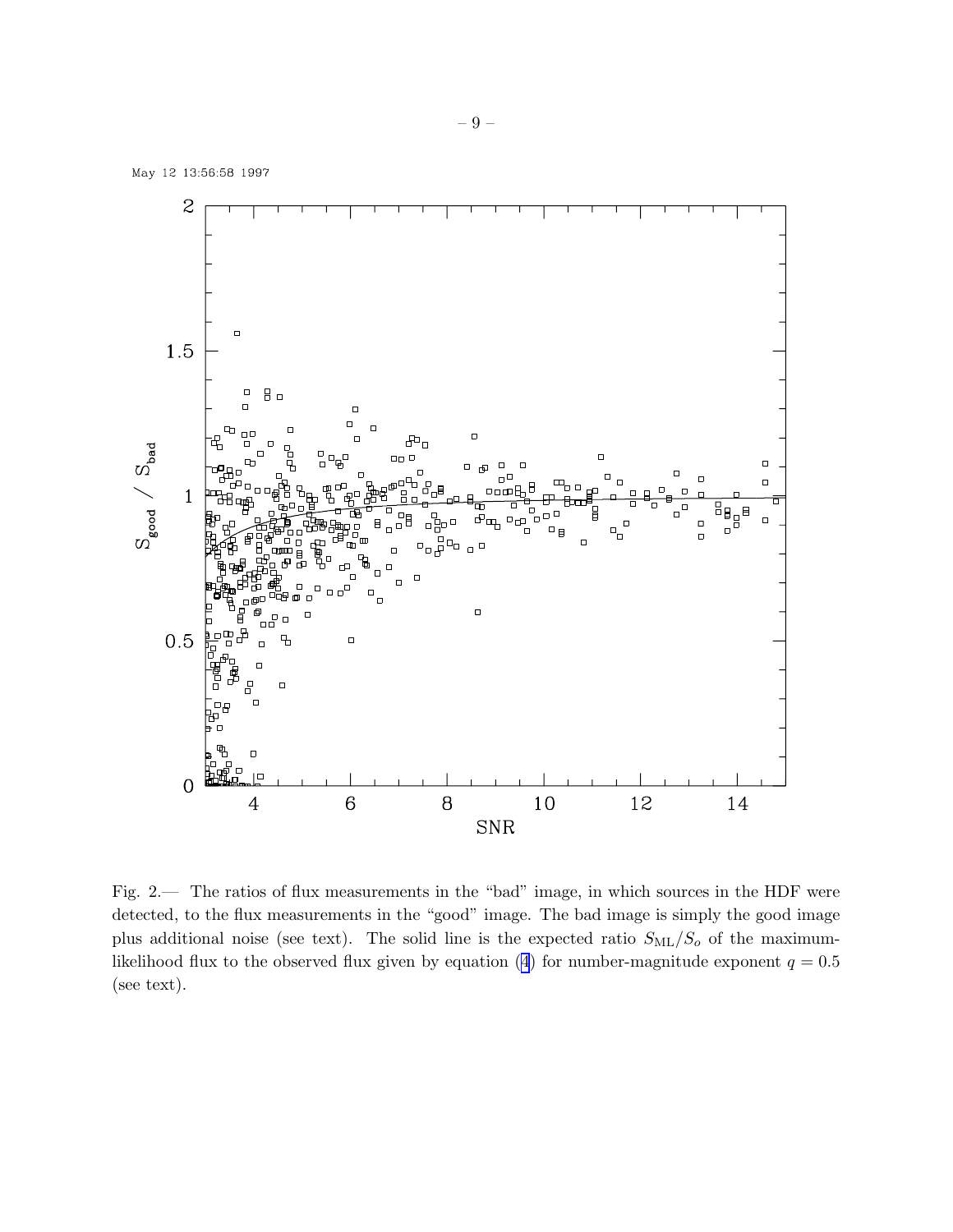May 12 13:56:58 1997

2

1.5

1

0.5

0

$S_{good}$ / $S_{bad}$

4

6

8

10

12

14

SNR

Fig. 2.— The ratios of flux measurements in the "bad" image, in which sources in the HDF were detected, to the flux measurements in the "good" image. The bad image is simply the good image plus additional noise (see text). The solid line is the expected ratio $S_{\rm ML}/S_o$ of the maximum-likelihood flux to the observed flux given by equation (4) for number-magnitude exponent $q = 0.5$ (see text).